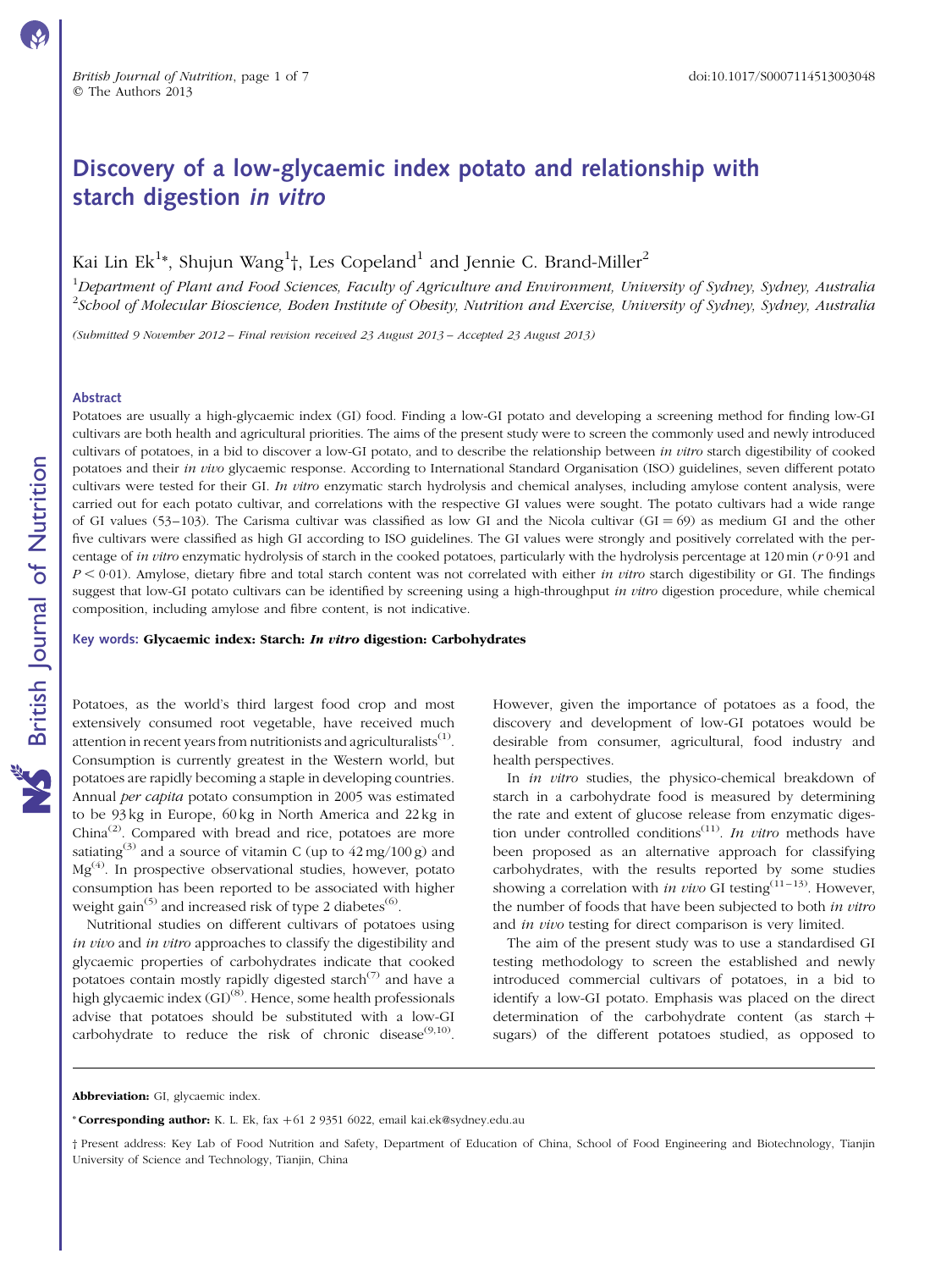# Discovery of a low-glycaemic index potato and relationship with starch digestion *in vitro*

Kai Lin Ek[1]*, Shujun Wang[1]†, Les Copeland[1] and Jennie C. Brand-Miller[2]

[1]*Department of Plant and Food Sciences, Faculty of Agriculture and Environment, University of Sydney, Sydney, Australia*
[2]*School of Molecular Bioscience, Boden Institute of Obesity, Nutrition and Exercise, University of Sydney, Sydney, Australia*

*(Submitted 9 November 2012 – Final revision received 23 August 2013 – Accepted 23 August 2013)*

## Abstract

Potatoes are usually a high-glycaemic index (GI) food. Finding a low-GI potato and developing a screening method for finding low-GI cultivars are both health and agricultural priorities. The aims of the present study were to screen the commonly used and newly introduced cultivars of potatoes, in a bid to discover a low-GI potato, and to describe the relationship between *in vitro* starch digestibility of cooked potatoes and their *in vivo* glycaemic response. According to International Standard Organisation (ISO) guidelines, seven different potato cultivars were tested for their GI. *In vitro* enzymatic starch hydrolysis and chemical analyses, including amylose content analysis, were carried out for each potato cultivar, and correlations with the respective GI values were sought. The potato cultivars had a wide range of GI values (53–103). The Carisma cultivar was classified as low GI and the Nicola cultivar (GI = 69) as medium GI and the other five cultivars were classified as high GI according to ISO guidelines. The GI values were strongly and positively correlated with the percentage of *in vitro* enzymatic hydrolysis of starch in the cooked potatoes, particularly with the hydrolysis percentage at 120 min ($r$ 0·91 and $P < 0·01$). Amylose, dietary fibre and total starch content was not correlated with either *in vitro* starch digestibility or GI. The findings suggest that low-GI potato cultivars can be identified by screening using a high-throughput *in vitro* digestion procedure, while chemical composition, including amylose and fibre content, is not indicative.

**Key words: Glycaemic index: Starch: *In vitro* digestion: Carbohydrates**

Potatoes, as the world's third largest food crop and most extensively consumed root vegetable, have received much attention in recent years from nutritionists and agriculturalists[1]. Consumption is currently greatest in the Western world, but potatoes are rapidly becoming a staple in developing countries. Annual *per capita* potato consumption in 2005 was estimated to be 93 kg in Europe, 60 kg in North America and 22 kg in China[2]. Compared with bread and rice, potatoes are more satiating[3] and a source of vitamin C (up to 42 mg/100 g) and Mg[4]. In prospective observational studies, however, potato consumption has been reported to be associated with higher weight gain[5] and increased risk of type 2 diabetes[6].

Nutritional studies on different cultivars of potatoes using *in vivo* and *in vitro* approaches to classify the digestibility and glycaemic properties of carbohydrates indicate that cooked potatoes contain mostly rapidly digested starch[7] and have a high glycaemic index (GI)[8]. Hence, some health professionals advise that potatoes should be substituted with a low-GI carbohydrate to reduce the risk of chronic disease[9,10]. However, given the importance of potatoes as a food, the discovery and development of low-GI potatoes would be desirable from consumer, agricultural, food industry and health perspectives.

In *in vitro* studies, the physico-chemical breakdown of starch in a carbohydrate food is measured by determining the rate and extent of glucose release from enzymatic digestion under controlled conditions[11]. *In vitro* methods have been proposed as an alternative approach for classifying carbohydrates, with the results reported by some studies showing a correlation with *in vivo* GI testing[11–13]. However, the number of foods that have been subjected to both *in vitro* and *in vivo* testing for direct comparison is very limited.

The aim of the present study was to use a standardised GI testing methodology to screen the established and newly introduced commercial cultivars of potatoes, in a bid to identify a low-GI potato. Emphasis was placed on the direct determination of the carbohydrate content (as starch + sugars) of the different potatoes studied, as opposed to

---

**Abbreviation:** GI, glycaemic index.

\* **Corresponding author:** K. L. Ek, fax +61 2 9351 6022, email kai.ek@sydney.edu.au

† Present address: Key Lab of Food Nutrition and Safety, Department of Education of China, School of Food Engineering and Biotechnology, Tianjin University of Science and Technology, Tianjin, China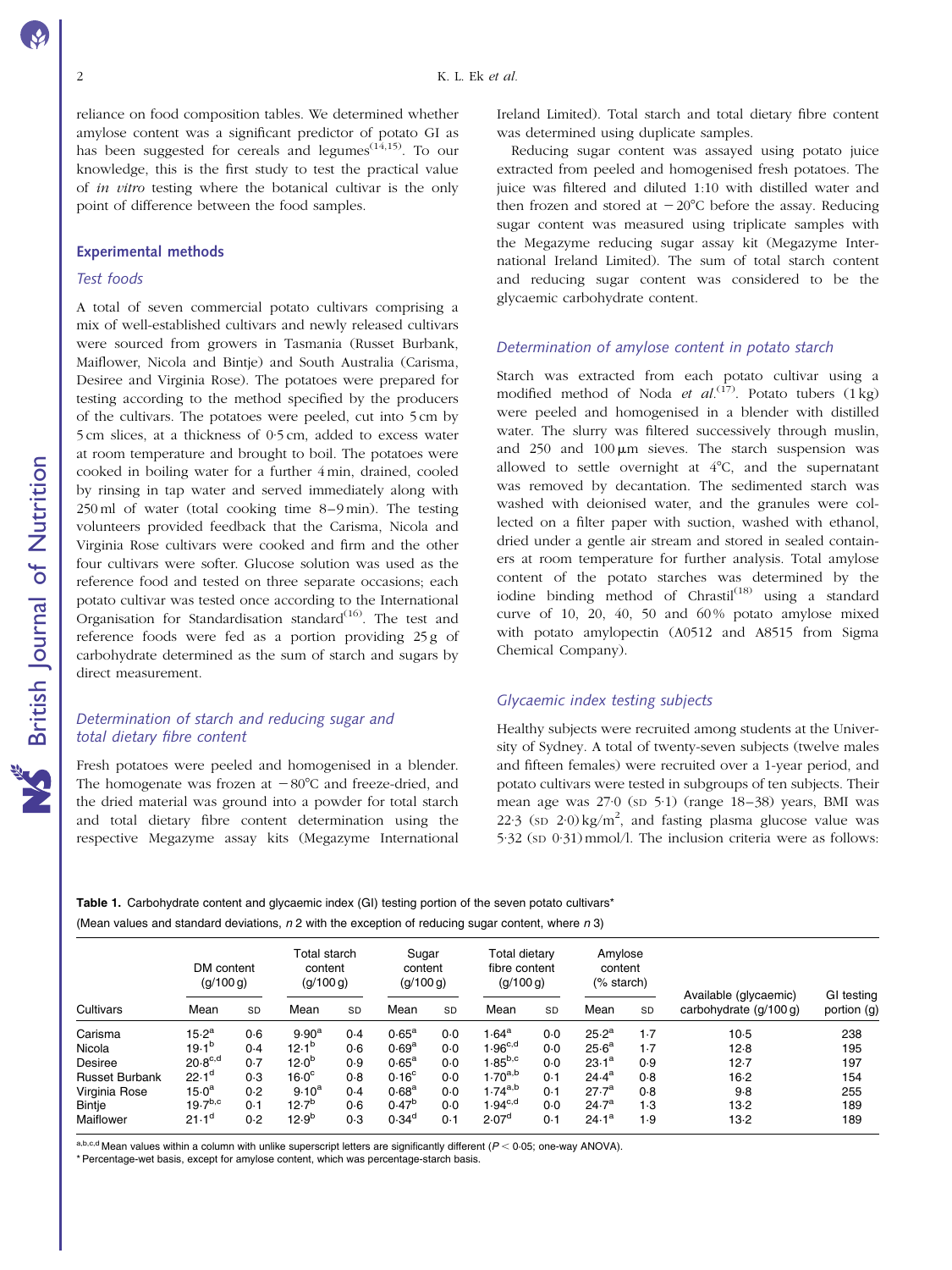reliance on food composition tables. We determined whether amylose content was a significant predictor of potato GI as has been suggested for cereals and legumes[14,15]. To our knowledge, this is the first study to test the practical value of *in vitro* testing where the botanical cultivar is the only point of difference between the food samples.

## Experimental methods

### Test foods

A total of seven commercial potato cultivars comprising a mix of well-established cultivars and newly released cultivars were sourced from growers in Tasmania (Russet Burbank, Maiflower, Nicola and Bintje) and South Australia (Carisma, Desiree and Virginia Rose). The potatoes were prepared for testing according to the method specified by the producers of the cultivars. The potatoes were peeled, cut into 5 cm by 5 cm slices, at a thickness of 0·5 cm, added to excess water at room temperature and brought to boil. The potatoes were cooked in boiling water for a further 4 min, drained, cooled by rinsing in tap water and served immediately along with 250 ml of water (total cooking time 8–9 min). The testing volunteers provided feedback that the Carisma, Nicola and Virginia Rose cultivars were cooked and firm and the other four cultivars were softer. Glucose solution was used as the reference food and tested on three separate occasions; each potato cultivar was tested once according to the International Organisation for Standardisation standard[16]. The test and reference foods were fed as a portion providing 25 g of carbohydrate determined as the sum of starch and sugars by direct measurement.

### Determination of starch and reducing sugar and total dietary fibre content

Fresh potatoes were peeled and homogenised in a blender. The homogenate was frozen at −80°C and freeze-dried, and the dried material was ground into a powder for total starch and total dietary fibre content determination using the respective Megazyme assay kits (Megazyme International Ireland Limited). Total starch and total dietary fibre content was determined using duplicate samples.

Reducing sugar content was assayed using potato juice extracted from peeled and homogenised fresh potatoes. The juice was filtered and diluted 1:10 with distilled water and then frozen and stored at −20°C before the assay. Reducing sugar content was measured using triplicate samples with the Megazyme reducing sugar assay kit (Megazyme International Ireland Limited). The sum of total starch content and reducing sugar content was considered to be the glycaemic carbohydrate content.

### Determination of amylose content in potato starch

Starch was extracted from each potato cultivar using a modified method of Noda *et al.*[17]. Potato tubers (1 kg) were peeled and homogenised in a blender with distilled water. The slurry was filtered successively through muslin, and 250 and 100 μm sieves. The starch suspension was allowed to settle overnight at 4°C, and the supernatant was removed by decantation. The sedimented starch was washed with deionised water, and the granules were collected on a filter paper with suction, washed with ethanol, dried under a gentle air stream and stored in sealed containers at room temperature for further analysis. Total amylose content of the potato starches was determined by the iodine binding method of Chrastil[18] using a standard curve of 10, 20, 40, 50 and 60 % potato amylose mixed with potato amylopectin (A0512 and A8515 from Sigma Chemical Company).

### Glycaemic index testing subjects

Healthy subjects were recruited among students at the University of Sydney. A total of twenty-seven subjects (twelve males and fifteen females) were recruited over a 1-year period, and potato cultivars were tested in subgroups of ten subjects. Their mean age was 27·0 (SD 5·1) (range 18–38) years, BMI was 22·3 (SD 2·0) kg/m$^2$, and fasting plasma glucose value was 5·32 (SD 0·31) mmol/l. The inclusion criteria were as follows:

**Table 1.** Carbohydrate content and glycaemic index (GI) testing portion of the seven potato cultivars*

(Mean values and standard deviations, *n* 2 with the exception of reducing sugar content, where *n* 3)

| | DM content (g/100 g) | | Total starch content (g/100 g) | | Sugar content (g/100 g) | | Total dietary fibre content (g/100 g) | | Amylose content (% starch) | | | |
|---|---|---|---|---|---|---|---|---|---|---|---|---|
| Cultivars | Mean | SD | Mean | SD | Mean | SD | Mean | SD | Mean | SD | Available (glycaemic) carbohydrate (g/100 g) | GI testing portion (g) |
| Carisma | 15·2[a] | 0·6 | 9·90[a] | 0·4 | 0·65[a] | 0·0 | 1·64[a] | 0·0 | 25·2[a] | 1·7 | 10·5 | 238 |
| Nicola | 19·1[b] | 0·4 | 12·1[b] | 0·6 | 0·69[a] | 0·0 | 1·96[c,d] | 0·0 | 25·6[a] | 1·7 | 12·8 | 195 |
| Desiree | 20·8[c,d] | 0·7 | 12·0[b] | 0·9 | 0·65[a] | 0·0 | 1·85[b,c] | 0·0 | 23·1[a] | 0·9 | 12·7 | 197 |
| Russet Burbank | 22·1[d] | 0·3 | 16·0[c] | 0·8 | 0·16[c] | 0·0 | 1·70[a,b] | 0·1 | 24·4[a] | 0·8 | 16·2 | 154 |
| Virginia Rose | 15·0[a] | 0·2 | 9·10[a] | 0·4 | 0·68[a] | 0·0 | 1·74[a,b] | 0·1 | 27·7[a] | 0·8 | 9·8 | 255 |
| Bintje | 19·7[b,c] | 0·1 | 12·7[b] | 0·6 | 0·47[b] | 0·0 | 1·94[c,d] | 0·0 | 24·7[a] | 1·3 | 13·2 | 189 |
| Maiflower | 21·1[d] | 0·2 | 12·9[b] | 0·3 | 0·34[d] | 0·1 | 2·07[d] | 0·1 | 24·1[a] | 1·9 | 13·2 | 189 |

[a,b,c,d] Mean values within a column with unlike superscript letters are significantly different ($P < 0·05$; one-way ANOVA).

* Percentage-wet basis, except for amylose content, which was percentage-starch basis.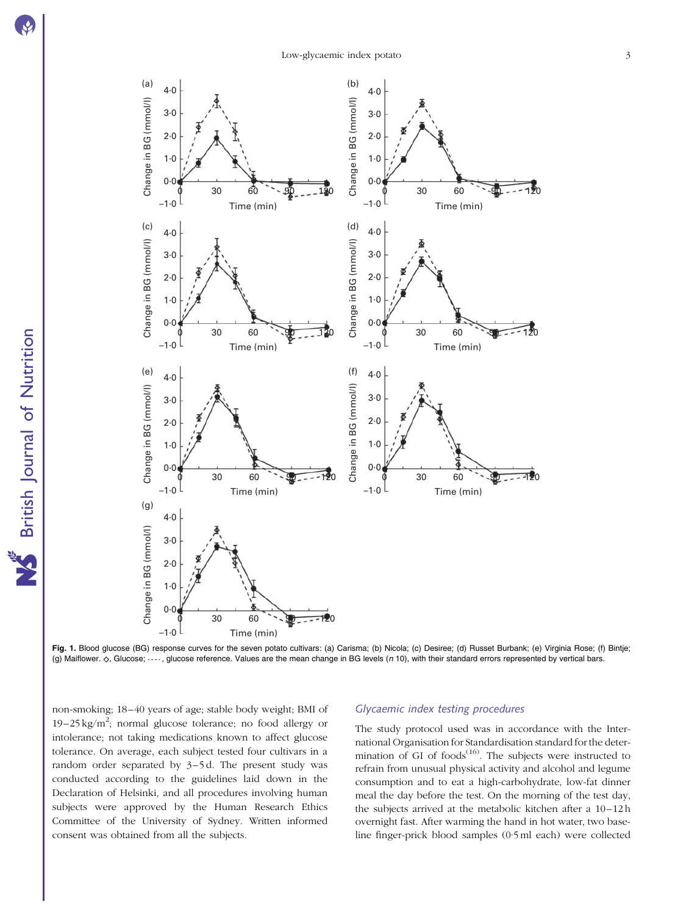Fig. 1. Blood glucose (BG) response curves for the seven potato cultivars: (a) Carisma; (b) Nicola; (c) Desiree; (d) Russet Burbank; (e) Virginia Rose; (f) Bintje; (g) Maiflower. ◇, Glucose; - - - -, glucose reference. Values are the mean change in BG levels (*n* 10), with their standard errors represented by vertical bars.

non-smoking; 18–40 years of age; stable body weight; BMI of 19–25 kg/m$^2$; normal glucose tolerance; no food allergy or intolerance; not taking medications known to affect glucose tolerance. On average, each subject tested four cultivars in a random order separated by 3–5 d. The present study was conducted according to the guidelines laid down in the Declaration of Helsinki, and all procedures involving human subjects were approved by the Human Research Ethics Committee of the University of Sydney. Written informed consent was obtained from all the subjects.

### *Glycaemic index testing procedures*

The study protocol used was in accordance with the International Organisation for Standardisation standard for the determination of GI of foods[16]. The subjects were instructed to refrain from unusual physical activity and alcohol and legume consumption and to eat a high-carbohydrate, low-fat dinner meal the day before the test. On the morning of the test day, the subjects arrived at the metabolic kitchen after a 10–12 h overnight fast. After warming the hand in hot water, two baseline finger-prick blood samples (0·5 ml each) were collected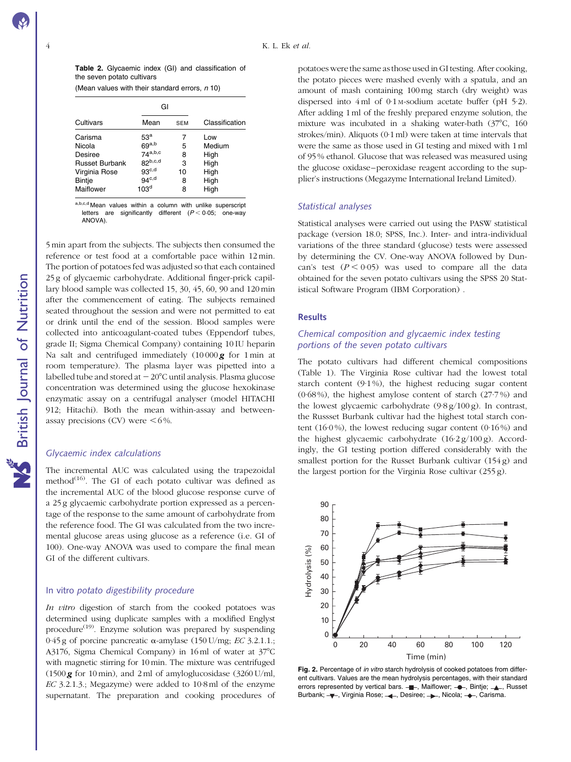**Table 2.** Glycaemic index (GI) and classification of the seven potato cultivars

(Mean values with their standard errors, *n* 10)

| | GI | | |
|---|---|---|---|
| Cultivars | Mean | SEM | Classification |
| Carisma | 53[a] | 7 | Low |
| Nicola | 69[a,b] | 5 | Medium |
| Desiree | 74[a,b,c] | 8 | High |
| Russet Burbank | 82[b,c,d] | 3 | High |
| Virginia Rose | 93[c,d] | 10 | High |
| Bintje | 94[c,d] | 8 | High |
| Maiflower | 103[d] | 8 | High |

[a,b,c,d] Mean values within a column with unlike superscript letters are significantly different ($P < 0·05$; one-way ANOVA).

5 min apart from the subjects. The subjects then consumed the reference or test food at a comfortable pace within 12 min. The portion of potatoes fed was adjusted so that each contained 25 g of glycaemic carbohydrate. Additional finger-prick capillary blood sample was collected 15, 30, 45, 60, 90 and 120 min after the commencement of eating. The subjects remained seated throughout the session and were not permitted to eat or drink until the end of the session. Blood samples were collected into anticoagulant-coated tubes (Eppendorf tubes, grade II; Sigma Chemical Company) containing 10 IU heparin Na salt and centrifuged immediately (10 000 ***g*** for 1 min at room temperature). The plasma layer was pipetted into a labelled tube and stored at −20°C until analysis. Plasma glucose concentration was determined using the glucose hexokinase enzymatic assay on a centrifugal analyser (model HITACHI 912; Hitachi). Both the mean within-assay and between-assay precisions (CV) were <6 %.

### Glycaemic index calculations

The incremental AUC was calculated using the trapezoidal method[16]. The GI of each potato cultivar was defined as the incremental AUC of the blood glucose response curve of a 25 g glycaemic carbohydrate portion expressed as a percentage of the response to the same amount of carbohydrate from the reference food. The GI was calculated from the two incremental glucose areas using glucose as a reference (i.e. GI of 100). One-way ANOVA was used to compare the final mean GI of the different cultivars.

### *In vitro* potato digestibility procedure

*In vitro* digestion of starch from the cooked potatoes was determined using duplicate samples with a modified Englyst procedure[19]. Enzyme solution was prepared by suspending 0·45 g of porcine pancreatic α-amylase (150 U/mg; *EC* 3.2.1.1.; A3176, Sigma Chemical Company) in 16 ml of water at 37°C with magnetic stirring for 10 min. The mixture was centrifuged (1500 ***g*** for 10 min), and 2 ml of amyloglucosidase (3260 U/ml, *EC* 3.2.1.3.; Megazyme) were added to 10·8 ml of the enzyme supernatant. The preparation and cooking procedures of potatoes were the same as those used in GI testing. After cooking, the potato pieces were mashed evenly with a spatula, and an amount of mash containing 100 mg starch (dry weight) was dispersed into 4 ml of 0·1 M-sodium acetate buffer (pH 5·2). After adding 1 ml of the freshly prepared enzyme solution, the mixture was incubated in a shaking water-bath (37°C, 160 strokes/min). Aliquots (0·1 ml) were taken at time intervals that were the same as those used in GI testing and mixed with 1 ml of 95 % ethanol. Glucose that was released was measured using the glucose oxidase–peroxidase reagent according to the supplier's instructions (Megazyme International Ireland Limited).

### Statistical analyses

Statistical analyses were carried out using the PASW statistical package (version 18.0; SPSS, Inc.). Inter- and intra-individual variations of the three standard (glucose) tests were assessed by determining the CV. One-way ANOVA followed by Duncan's test ($P < 0·05$) was used to compare all the data obtained for the seven potato cultivars using the SPSS 20 Statistical Software Program (IBM Corporation) .

## Results

### Chemical composition and glycaemic index testing portions of the seven potato cultivars

The potato cultivars had different chemical compositions (Table 1). The Virginia Rose cultivar had the lowest total starch content (9·1 %), the highest reducing sugar content (0·68 %), the highest amylose content of starch (27·7 %) and the lowest glycaemic carbohydrate (9·8 g/100 g). In contrast, the Russset Burbank cultivar had the highest total starch content (16·0 %), the lowest reducing sugar content (0·16 %) and the highest glycaemic carbohydrate (16·2 g/100 g). Accordingly, the GI testing portion differed considerably with the smallest portion for the Russet Burbank cultivar (154 g) and the largest portion for the Virginia Rose cultivar (255 g).

**Fig. 2.** Percentage of *in vitro* starch hydrolysis of cooked potatoes from different cultivars. Values are the mean hydrolysis percentages, with their standard errors represented by vertical bars. –■–, Maiflower; –●–, Bintje; –▲–, Russet Burbank; –▼–, Virginia Rose; –◄–, Desiree; –►–, Nicola; –◆–, Carisma.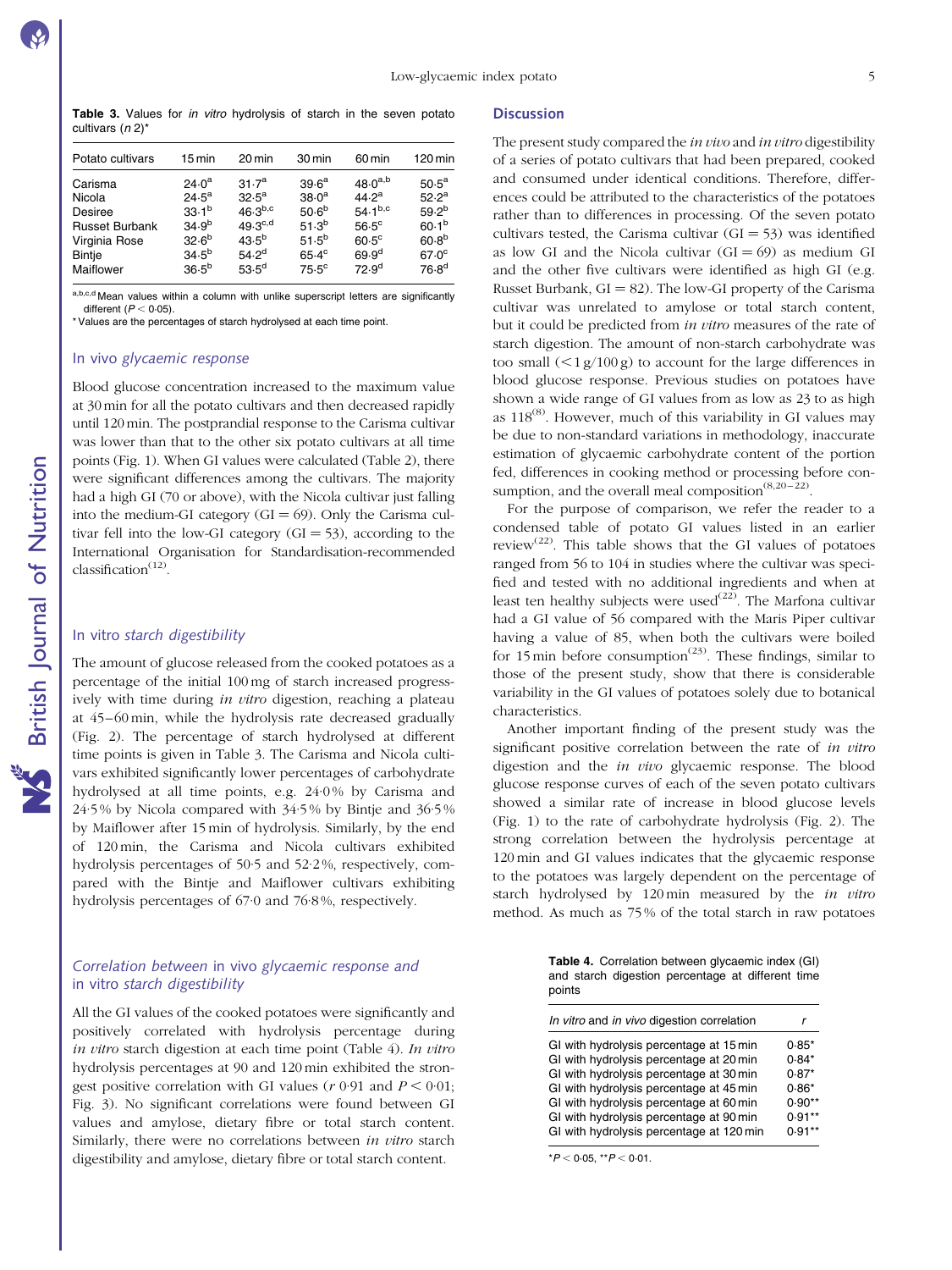**Table 3.** Values for *in vitro* hydrolysis of starch in the seven potato cultivars (*n* 2)*

| Potato cultivars | 15 min | 20 min | 30 min | 60 min | 120 min |
|---|---|---|---|---|---|
| Carisma | 24·0[a] | 31·7[a] | 39·6[a] | 48·0[a,b] | 50·5[a] |
| Nicola | 24·5[a] | 32·5[a] | 38·0[a] | 44·2[a] | 52·2[a] |
| Desiree | 33·1[b] | 46·3[b,c] | 50·6[b] | 54·1[b,c] | 59·2[b] |
| Russet Burbank | 34·9[b] | 49·3[c,d] | 51·3[b] | 56·5[c] | 60·1[b] |
| Virginia Rose | 32·6[b] | 43·5[b] | 51·5[b] | 60·5[c] | 60·8[b] |
| Bintje | 34·5[b] | 54·2[d] | 65·4[c] | 69·9[d] | 67·0[c] |
| Maiflower | 36·5[b] | 53·5[d] | 75·5[c] | 72·9[d] | 76·8[d] |

[a,b,c,d] Mean values within a column with unlike superscript letters are significantly different ($P < 0·05$).

\* Values are the percentages of starch hydrolysed at each time point.

### In vivo *glycaemic response*

Blood glucose concentration increased to the maximum value at 30 min for all the potato cultivars and then decreased rapidly until 120 min. The postprandial response to the Carisma cultivar was lower than that to the other six potato cultivars at all time points (Fig. 1). When GI values were calculated (Table 2), there were significant differences among the cultivars. The majority had a high GI (70 or above), with the Nicola cultivar just falling into the medium-GI category (GI = 69). Only the Carisma cultivar fell into the low-GI category (GI = 53), according to the International Organisation for Standardisation-recommended classification[12].

### In vitro *starch digestibility*

The amount of glucose released from the cooked potatoes as a percentage of the initial 100 mg of starch increased progressively with time during *in vitro* digestion, reaching a plateau at 45–60 min, while the hydrolysis rate decreased gradually (Fig. 2). The percentage of starch hydrolysed at different time points is given in Table 3. The Carisma and Nicola cultivars exhibited significantly lower percentages of carbohydrate hydrolysed at all time points, e.g. 24·0 % by Carisma and 24·5 % by Nicola compared with 34·5 % by Bintje and 36·5 % by Maiflower after 15 min of hydrolysis. Similarly, by the end of 120 min, the Carisma and Nicola cultivars exhibited hydrolysis percentages of 50·5 and 52·2 %, respectively, compared with the Bintje and Maiflower cultivars exhibiting hydrolysis percentages of 67·0 and 76·8 %, respectively.

### *Correlation between* in vivo *glycaemic response and* in vitro *starch digestibility*

All the GI values of the cooked potatoes were significantly and positively correlated with hydrolysis percentage during *in vitro* starch digestion at each time point (Table 4). *In vitro* hydrolysis percentages at 90 and 120 min exhibited the strongest positive correlation with GI values ($r$ 0·91 and $P < 0·01$; Fig. 3). No significant correlations were found between GI values and amylose, dietary fibre or total starch content. Similarly, there were no correlations between *in vitro* starch digestibility and amylose, dietary fibre or total starch content.

## Discussion

The present study compared the *in vivo* and *in vitro* digestibility of a series of potato cultivars that had been prepared, cooked and consumed under identical conditions. Therefore, differences could be attributed to the characteristics of the potatoes rather than to differences in processing. Of the seven potato cultivars tested, the Carisma cultivar (GI = 53) was identified as low GI and the Nicola cultivar (GI = 69) as medium GI and the other five cultivars were identified as high GI (e.g. Russet Burbank, GI = 82). The low-GI property of the Carisma cultivar was unrelated to amylose or total starch content, but it could be predicted from *in vitro* measures of the rate of starch digestion. The amount of non-starch carbohydrate was too small (< 1 g/100 g) to account for the large differences in blood glucose response. Previous studies on potatoes have shown a wide range of GI values from as low as 23 to as high as 118[8]. However, much of this variability in GI values may be due to non-standard variations in methodology, inaccurate estimation of glycaemic carbohydrate content of the portion fed, differences in cooking method or processing before consumption, and the overall meal composition[8,20–22].

For the purpose of comparison, we refer the reader to a condensed table of potato GI values listed in an earlier review[22]. This table shows that the GI values of potatoes ranged from 56 to 104 in studies where the cultivar was specified and tested with no additional ingredients and when at least ten healthy subjects were used[22]. The Marfona cultivar had a GI value of 56 compared with the Maris Piper cultivar having a value of 85, when both the cultivars were boiled for 15 min before consumption[23]. These findings, similar to those of the present study, show that there is considerable variability in the GI values of potatoes solely due to botanical characteristics.

Another important finding of the present study was the significant positive correlation between the rate of *in vitro* digestion and the *in vivo* glycaemic response. The blood glucose response curves of each of the seven potato cultivars showed a similar rate of increase in blood glucose levels (Fig. 1) to the rate of carbohydrate hydrolysis (Fig. 2). The strong correlation between the hydrolysis percentage at 120 min and GI values indicates that the glycaemic response to the potatoes was largely dependent on the percentage of starch hydrolysed by 120 min measured by the *in vitro* method. As much as 75 % of the total starch in raw potatoes

**Table 4.** Correlation between glycaemic index (GI) and starch digestion percentage at different time points

| *In vitro* and *in vivo* digestion correlation | $r$ |
|---|---|
| GI with hydrolysis percentage at 15 min | 0·85* |
| GI with hydrolysis percentage at 20 min | 0·84* |
| GI with hydrolysis percentage at 30 min | 0·87* |
| GI with hydrolysis percentage at 45 min | 0·86* |
| GI with hydrolysis percentage at 60 min | 0·90** |
| GI with hydrolysis percentage at 90 min | 0·91** |
| GI with hydrolysis percentage at 120 min | 0·91** |

\* $P < 0·05$, ** $P < 0·01$.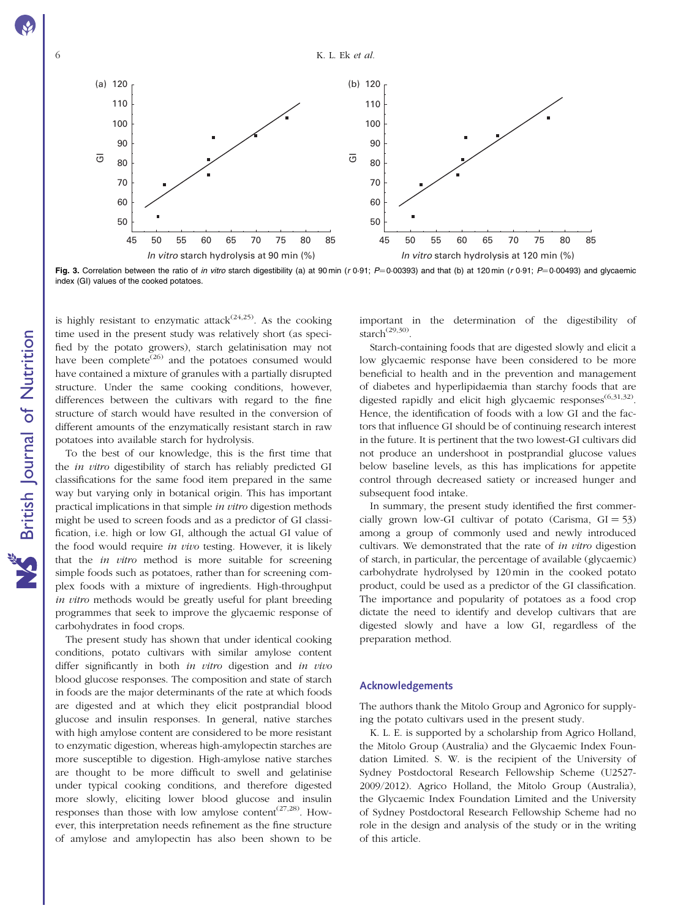(a)
GI
120
110
100
90
80
70
60
50
45 50 55 60 65 70 75 80 85
*In vitro* starch hydrolysis at 90 min (%)

(b)
GI
120
110
100
90
80
70
60
50
45 50 55 60 65 70 75 80 85
*In vitro* starch hydrolysis at 120 min (%)

**Fig. 3.** Correlation between the ratio of *in vitro* starch digestibility (a) at 90 min ($r$ 0·91; $P$=0·00393) and that (b) at 120 min ($r$ 0·91; $P$=0·00493) and glycaemic index (GI) values of the cooked potatoes.

is highly resistant to enzymatic attack[24,25]. As the cooking time used in the present study was relatively short (as specified by the potato growers), starch gelatinisation may not have been complete[26] and the potatoes consumed would have contained a mixture of granules with a partially disrupted structure. Under the same cooking conditions, however, differences between the cultivars with regard to the fine structure of starch would have resulted in the conversion of different amounts of the enzymatically resistant starch in raw potatoes into available starch for hydrolysis.

To the best of our knowledge, this is the first time that the *in vitro* digestibility of starch has reliably predicted GI classifications for the same food item prepared in the same way but varying only in botanical origin. This has important practical implications in that simple *in vitro* digestion methods might be used to screen foods and as a predictor of GI classification, i.e. high or low GI, although the actual GI value of the food would require *in vivo* testing. However, it is likely that the *in vitro* method is more suitable for screening simple foods such as potatoes, rather than for screening complex foods with a mixture of ingredients. High-throughput *in vitro* methods would be greatly useful for plant breeding programmes that seek to improve the glycaemic response of carbohydrates in food crops.

The present study has shown that under identical cooking conditions, potato cultivars with similar amylose content differ significantly in both *in vitro* digestion and *in vivo* blood glucose responses. The composition and state of starch in foods are the major determinants of the rate at which foods are digested and at which they elicit postprandial blood glucose and insulin responses. In general, native starches with high amylose content are considered to be more resistant to enzymatic digestion, whereas high-amylopectin starches are more susceptible to digestion. High-amylose native starches are thought to be more difficult to swell and gelatinise under typical cooking conditions, and therefore digested more slowly, eliciting lower blood glucose and insulin responses than those with low amylose content[27,28]. However, this interpretation needs refinement as the fine structure of amylose and amylopectin has also been shown to be important in the determination of the digestibility of starch[29,30].

Starch-containing foods that are digested slowly and elicit a low glycaemic response have been considered to be more beneficial to health and in the prevention and management of diabetes and hyperlipidaemia than starchy foods that are digested rapidly and elicit high glycaemic responses[6,31,32]. Hence, the identification of foods with a low GI and the factors that influence GI should be of continuing research interest in the future. It is pertinent that the two lowest-GI cultivars did not produce an undershoot in postprandial glucose values below baseline levels, as this has implications for appetite control through decreased satiety or increased hunger and subsequent food intake.

In summary, the present study identified the first commercially grown low-GI cultivar of potato (Carisma, GI = 53) among a group of commonly used and newly introduced cultivars. We demonstrated that the rate of *in vitro* digestion of starch, in particular, the percentage of available (glycaemic) carbohydrate hydrolysed by 120 min in the cooked potato product, could be used as a predictor of the GI classification. The importance and popularity of potatoes as a food crop dictate the need to identify and develop cultivars that are digested slowly and have a low GI, regardless of the preparation method.

## Acknowledgements

The authors thank the Mitolo Group and Agronico for supplying the potato cultivars used in the present study.

K. L. E. is supported by a scholarship from Agrico Holland, the Mitolo Group (Australia) and the Glycaemic Index Foundation Limited. S. W. is the recipient of the University of Sydney Postdoctoral Research Fellowship Scheme (U2527-2009/2012). Agrico Holland, the Mitolo Group (Australia), the Glycaemic Index Foundation Limited and the University of Sydney Postdoctoral Research Fellowship Scheme had no role in the design and analysis of the study or in the writing of this article.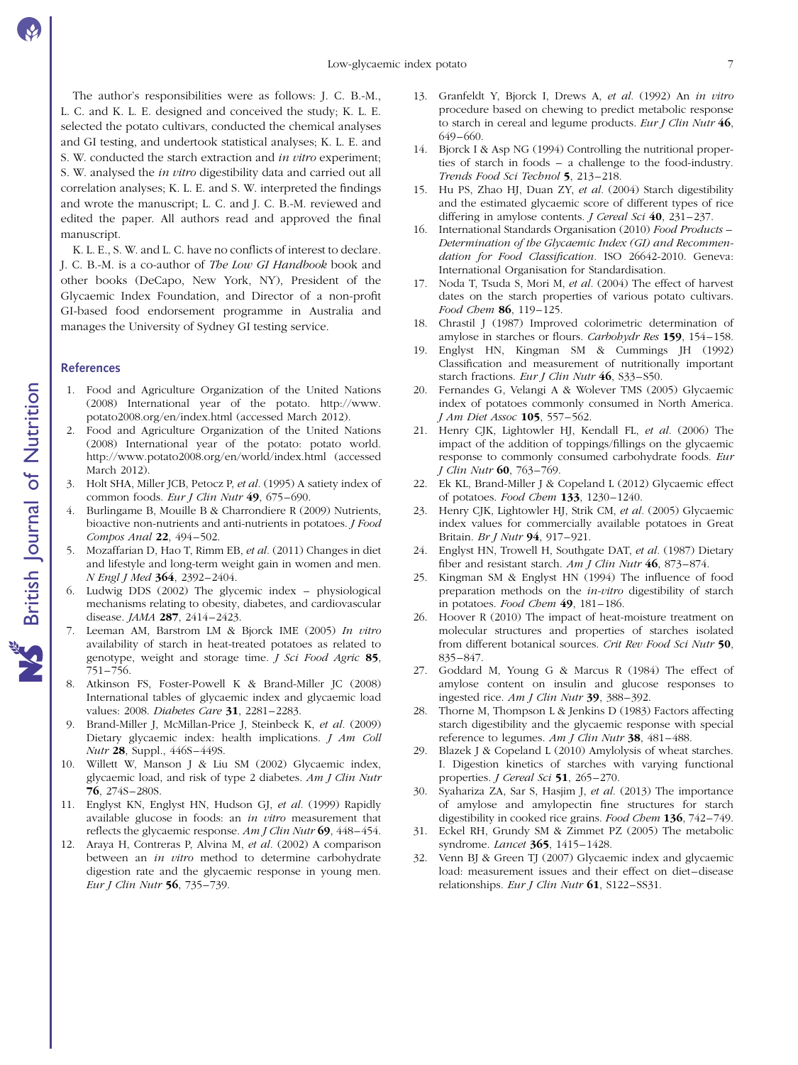The author's responsibilities were as follows: J. C. B.-M., L. C. and K. L. E. designed and conceived the study; K. L. E. selected the potato cultivars, conducted the chemical analyses and GI testing, and undertook statistical analyses; K. L. E. and S. W. conducted the starch extraction and *in vitro* experiment; S. W. analysed the *in vitro* digestibility data and carried out all correlation analyses; K. L. E. and S. W. interpreted the findings and wrote the manuscript; L. C. and J. C. B.-M. reviewed and edited the paper. All authors read and approved the final manuscript.

K. L. E., S. W. and L. C. have no conflicts of interest to declare. J. C. B.-M. is a co-author of *The Low GI Handbook* book and other books (DeCapo, New York, NY), President of the Glycaemic Index Foundation, and Director of a non-profit GI-based food endorsement programme in Australia and manages the University of Sydney GI testing service.

## References

1. Food and Agriculture Organization of the United Nations (2008) International year of the potato. http://www.potato2008.org/en/index.html (accessed March 2012).
2. Food and Agriculture Organization of the United Nations (2008) International year of the potato: potato world. http://www.potato2008.org/en/world/index.html (accessed March 2012).
3. Holt SHA, Miller JCB, Petocz P, *et al.* (1995) A satiety index of common foods. *Eur J Clin Nutr* **49**, 675–690.
4. Burlingame B, Mouille B & Charrondiere R (2009) Nutrients, bioactive non-nutrients and anti-nutrients in potatoes. *J Food Compos Anal* **22**, 494–502.
5. Mozaffarian D, Hao T, Rimm EB, *et al.* (2011) Changes in diet and lifestyle and long-term weight gain in women and men. *N Engl J Med* **364**, 2392–2404.
6. Ludwig DDS (2002) The glycemic index – physiological mechanisms relating to obesity, diabetes, and cardiovascular disease. *JAMA* **287**, 2414–2423.
7. Leeman AM, Barstrom LM & Bjorck IME (2005) *In vitro* availability of starch in heat-treated potatoes as related to genotype, weight and storage time. *J Sci Food Agric* **85**, 751–756.
8. Atkinson FS, Foster-Powell K & Brand-Miller JC (2008) International tables of glycaemic index and glycaemic load values: 2008. *Diabetes Care* **31**, 2281–2283.
9. Brand-Miller J, McMillan-Price J, Steinbeck K, *et al.* (2009) Dietary glycaemic index: health implications. *J Am Coll Nutr* **28**, Suppl., 446S–449S.
10. Willett W, Manson J & Liu SM (2002) Glycaemic index, glycaemic load, and risk of type 2 diabetes. *Am J Clin Nutr* **76**, 274S–280S.
11. Englyst KN, Englyst HN, Hudson GJ, *et al.* (1999) Rapidly available glucose in foods: an *in vitro* measurement that reflects the glycaemic response. *Am J Clin Nutr* **69**, 448–454.
12. Araya H, Contreras P, Alvina M, *et al.* (2002) A comparison between an *in vitro* method to determine carbohydrate digestion rate and the glycaemic response in young men. *Eur J Clin Nutr* **56**, 735–739.
13. Granfeldt Y, Bjorck I, Drews A, *et al.* (1992) An *in vitro* procedure based on chewing to predict metabolic response to starch in cereal and legume products. *Eur J Clin Nutr* **46**, 649–660.
14. Bjorck I & Asp NG (1994) Controlling the nutritional properties of starch in foods – a challenge to the food-industry. *Trends Food Sci Technol* **5**, 213–218.
15. Hu PS, Zhao HJ, Duan ZY, *et al.* (2004) Starch digestibility and the estimated glycaemic score of different types of rice differing in amylose contents. *J Cereal Sci* **40**, 231–237.
16. International Standards Organisation (2010) *Food Products – Determination of the Glycaemic Index (GI) and Recommendation for Food Classification*. ISO 26642-2010. Geneva: International Organisation for Standardisation.
17. Noda T, Tsuda S, Mori M, *et al.* (2004) The effect of harvest dates on the starch properties of various potato cultivars. *Food Chem* **86**, 119–125.
18. Chrastil J (1987) Improved colorimetric determination of amylose in starches or flours. *Carbohydr Res* **159**, 154–158.
19. Englyst HN, Kingman SM & Cummings JH (1992) Classification and measurement of nutritionally important starch fractions. *Eur J Clin Nutr* **46**, S33–S50.
20. Fernandes G, Velangi A & Wolever TMS (2005) Glycaemic index of potatoes commonly consumed in North America. *J Am Diet Assoc* **105**, 557–562.
21. Henry CJK, Lightowler HJ, Kendall FL, *et al.* (2006) The impact of the addition of toppings/fillings on the glycaemic response to commonly consumed carbohydrate foods. *Eur J Clin Nutr* **60**, 763–769.
22. Ek KL, Brand-Miller J & Copeland L (2012) Glycaemic effect of potatoes. *Food Chem* **133**, 1230–1240.
23. Henry CJK, Lightowler HJ, Strik CM, *et al.* (2005) Glycaemic index values for commercially available potatoes in Great Britain. *Br J Nutr* **94**, 917–921.
24. Englyst HN, Trowell H, Southgate DAT, *et al.* (1987) Dietary fiber and resistant starch. *Am J Clin Nutr* **46**, 873–874.
25. Kingman SM & Englyst HN (1994) The influence of food preparation methods on the *in-vitro* digestibility of starch in potatoes. *Food Chem* **49**, 181–186.
26. Hoover R (2010) The impact of heat-moisture treatment on molecular structures and properties of starches isolated from different botanical sources. *Crit Rev Food Sci Nutr* **50**, 835–847.
27. Goddard M, Young G & Marcus R (1984) The effect of amylose content on insulin and glucose responses to ingested rice. *Am J Clin Nutr* **39**, 388–392.
28. Thorne M, Thompson L & Jenkins D (1983) Factors affecting starch digestibility and the glycaemic response with special reference to legumes. *Am J Clin Nutr* **38**, 481–488.
29. Blazek J & Copeland L (2010) Amylolysis of wheat starches. I. Digestion kinetics of starches with varying functional properties. *J Cereal Sci* **51**, 265–270.
30. Syahariza ZA, Sar S, Hasjim J, *et al.* (2013) The importance of amylose and amylopectin fine structures for starch digestibility in cooked rice grains. *Food Chem* **136**, 742–749.
31. Eckel RH, Grundy SM & Zimmet PZ (2005) The metabolic syndrome. *Lancet* **365**, 1415–1428.
32. Venn BJ & Green TJ (2007) Glycaemic index and glycaemic load: measurement issues and their effect on diet–disease relationships. *Eur J Clin Nutr* **61**, S122–SS31.